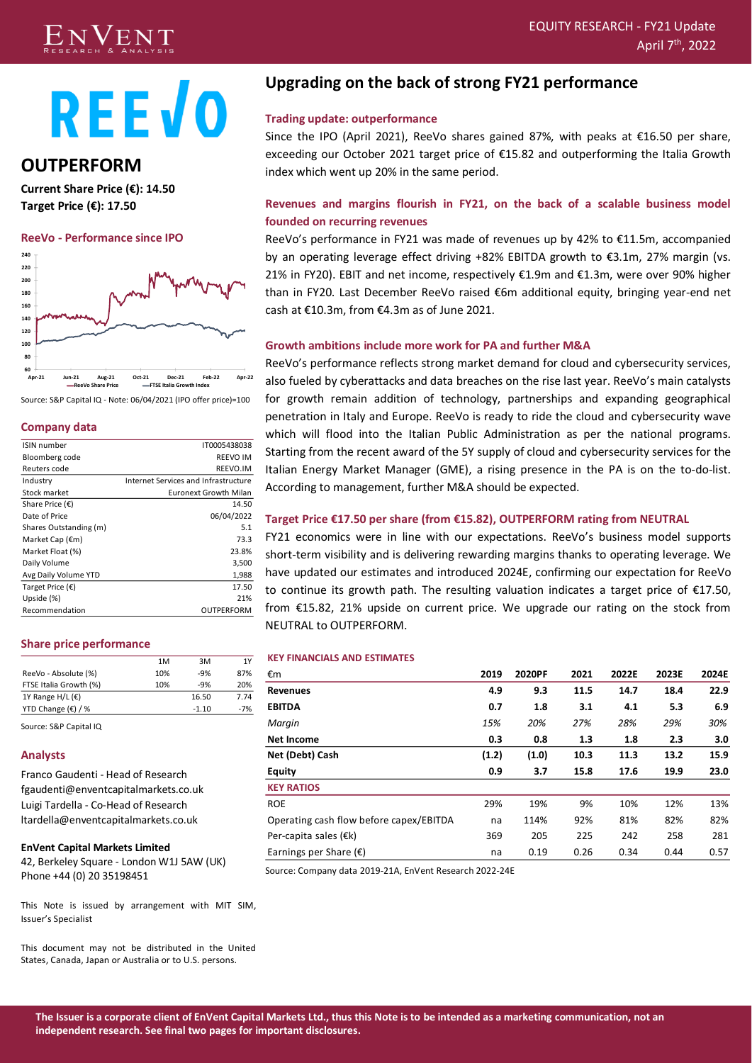EQUITY RESEARCH - FY21 Update
April 7th, 2022

# REEVO

## OUTPERFORM

**Current Share Price (€): 14.50**
**Target Price (€): 17.50**

### ReeVo - Performance since IPO

Source: S&P Capital IQ - Note: 06/04/2021 (IPO offer price)=100

### Company data

| | |
|---|---|
| ISIN number | IT0005438038 |
| Bloomberg code | REEVO IM |
| Reuters code | REEVO.IM |
| Industry | Internet Services and Infrastructure |
| Stock market | Euronext Growth Milan |
| Share Price (€) | 14.50 |
| Date of Price | 06/04/2022 |
| Shares Outstanding (m) | 5.1 |
| Market Cap (€m) | 73.3 |
| Market Float (%) | 23.8% |
| Daily Volume | 3,500 |
| Avg Daily Volume YTD | 1,988 |
| Target Price (€) | 17.50 |
| Upside (%) | 21% |
| Recommendation | OUTPERFORM |

### Share price performance

| | 1M | 3M | 1Y |
|---|---|---|---|
| ReeVo - Absolute (%) | 10% | -9% | 87% |
| FTSE Italia Growth (%) | 10% | -9% | 20% |
| 1Y Range H/L (€) | | 16.50 | 7.74 |
| YTD Change (€) / % | | -1.10 | -7% |

Source: S&P Capital IQ

### Analysts

Franco Gaudenti - Head of Research
fgaudenti@enventcapitalmarkets.co.uk
Luigi Tardella - Co-Head of Research
ltardella@enventcapitalmarkets.co.uk

**EnVent Capital Markets Limited**
42, Berkeley Square - London W1J 5AW (UK)
Phone +44 (0) 20 35198451

This Note is issued by arrangement with MIT SIM, Issuer's Specialist

This document may not be distributed in the United States, Canada, Japan or Australia or to U.S. persons.

## Upgrading on the back of strong FY21 performance

### Trading update: outperformance

Since the IPO (April 2021), ReeVo shares gained 87%, with peaks at €16.50 per share, exceeding our October 2021 target price of €15.82 and outperforming the Italia Growth index which went up 20% in the same period.

### Revenues and margins flourish in FY21, on the back of a scalable business model founded on recurring revenues

ReeVo's performance in FY21 was made of revenues up by 42% to €11.5m, accompanied by an operating leverage effect driving +82% EBITDA growth to €3.1m, 27% margin (vs. 21% in FY20). EBIT and net income, respectively €1.9m and €1.3m, were over 90% higher than in FY20. Last December ReeVo raised €6m additional equity, bringing year-end net cash at €10.3m, from €4.3m as of June 2021.

### Growth ambitions include more work for PA and further M&A

ReeVo's performance reflects strong market demand for cloud and cybersecurity services, also fueled by cyberattacks and data breaches on the rise last year. ReeVo's main catalysts for growth remain addition of technology, partnerships and expanding geographical penetration in Italy and Europe. ReeVo is ready to ride the cloud and cybersecurity wave which will flood into the Italian Public Administration as per the national programs. Starting from the recent award of the 5Y supply of cloud and cybersecurity services for the Italian Energy Market Manager (GME), a rising presence in the PA is on the to-do-list. According to management, further M&A should be expected.

### Target Price €17.50 per share (from €15.82), OUTPERFORM rating from NEUTRAL

FY21 economics were in line with our expectations. ReeVo's business model supports short-term visibility and is delivering rewarding margins thanks to operating leverage. We have updated our estimates and introduced 2024E, confirming our expectation for ReeVo to continue its growth path. The resulting valuation indicates a target price of €17.50, from €15.82, 21% upside on current price. We upgrade our rating on the stock from NEUTRAL to OUTPERFORM.

#### KEY FINANCIALS AND ESTIMATES

| €m | 2019 | 2020PF | 2021 | 2022E | 2023E | 2024E |
|---|---|---|---|---|---|---|
| **Revenues** | **4.9** | **9.3** | **11.5** | **14.7** | **18.4** | **22.9** |
| **EBITDA** | **0.7** | **1.8** | **3.1** | **4.1** | **5.3** | **6.9** |
| *Margin* | *15%* | *20%* | *27%* | *28%* | *29%* | *30%* |
| **Net Income** | **0.3** | **0.8** | **1.3** | **1.8** | **2.3** | **3.0** |
| **Net (Debt) Cash** | **(1.2)** | **(1.0)** | **10.3** | **11.3** | **13.2** | **15.9** |
| **Equity** | **0.9** | **3.7** | **15.8** | **17.6** | **19.9** | **23.0** |
| **KEY RATIOS** | | | | | | |
| ROE | 29% | 19% | 9% | 10% | 12% | 13% |
| Operating cash flow before capex/EBITDA | na | 114% | 92% | 81% | 82% | 82% |
| Per-capita sales (€k) | 369 | 205 | 225 | 242 | 258 | 281 |
| Earnings per Share (€) | na | 0.19 | 0.26 | 0.34 | 0.44 | 0.57 |

Source: Company data 2019-21A, EnVent Research 2022-24E

**The Issuer is a corporate client of EnVent Capital Markets Ltd., thus this Note is to be intended as a marketing communication, not an independent research. See final two pages for important disclosures.**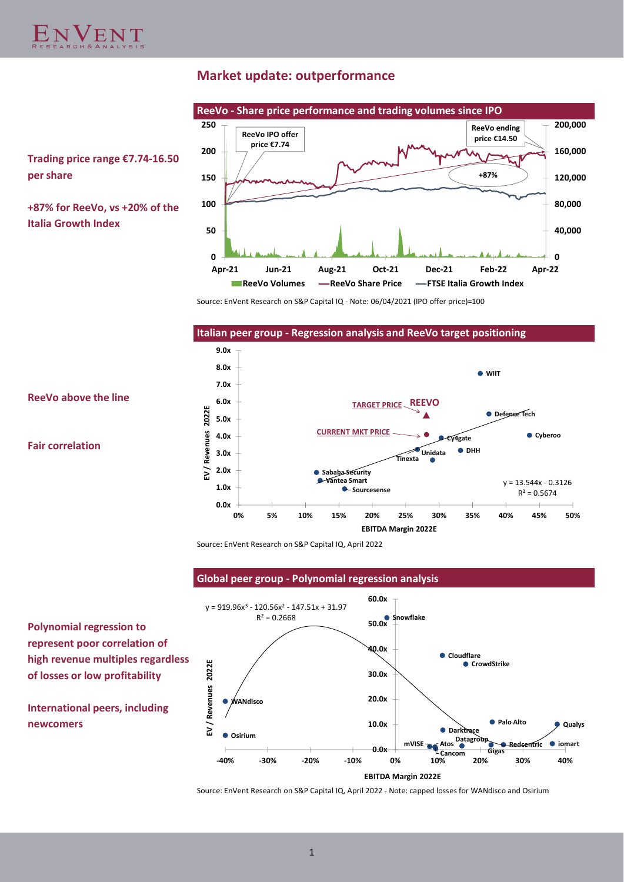## Market update: outperformance

**Trading price range €7.74-16.50 per share**

**+87% for ReeVo, vs +20% of the Italia Growth Index**

**ReeVo - Share price performance and trading volumes since IPO**

Source: EnVent Research on S&P Capital IQ - Note: 06/04/2021 (IPO offer price)=100

**ReeVo above the line**

**Fair correlation**

**Italian peer group - Regression analysis and ReeVo target positioning**

Source: EnVent Research on S&P Capital IQ, April 2022

**Polynomial regression to represent poor correlation of high revenue multiples regardless of losses or low profitability**

**International peers, including newcomers**

**Global peer group - Polynomial regression analysis**

Source: EnVent Research on S&P Capital IQ, April 2022 - Note: capped losses for WANdisco and Osirium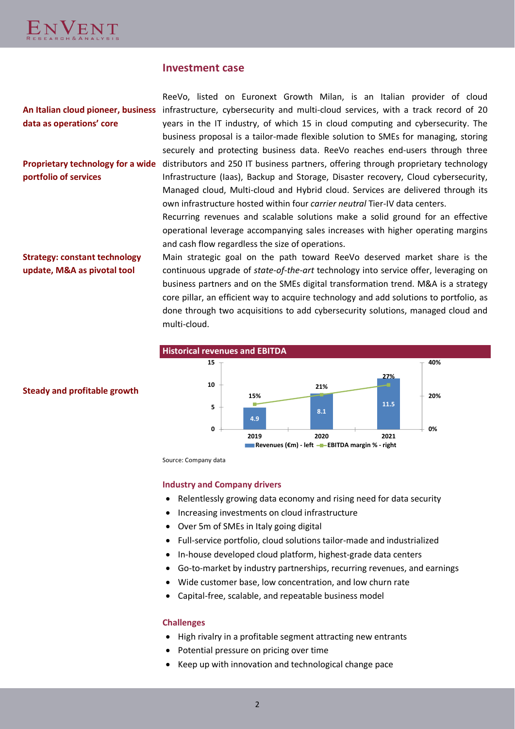## Investment case

**An Italian cloud pioneer, business data as operations' core**

ReeVo, listed on Euronext Growth Milan, is an Italian provider of cloud infrastructure, cybersecurity and multi-cloud services, with a track record of 20 years in the IT industry, of which 15 in cloud computing and cybersecurity. The business proposal is a tailor-made flexible solution to SMEs for managing, storing securely and protecting business data. ReeVo reaches end-users through three distributors and 250 IT business partners, offering through proprietary technology Infrastructure (Iaas), Backup and Storage, Disaster recovery, Cloud cybersecurity, Managed cloud, Multi-cloud and Hybrid cloud. Services are delivered through its own infrastructure hosted within four *carrier neutral* Tier-IV data centers.

**Proprietary technology for a wide portfolio of services**

Recurring revenues and scalable solutions make a solid ground for an effective operational leverage accompanying sales increases with higher operating margins and cash flow regardless the size of operations.

**Strategy: constant technology update, M&A as pivotal tool**

Main strategic goal on the path toward ReeVo deserved market share is the continuous upgrade of *state-of-the-art* technology into service offer, leveraging on business partners and on the SMEs digital transformation trend. M&A is a strategy core pillar, an efficient way to acquire technology and add solutions to portfolio, as done through two acquisitions to add cybersecurity solutions, managed cloud and multi-cloud.

**Steady and profitable growth**

**Historical revenues and EBITDA**

| | 2019 | 2020 | 2021 |
|---|---|---|---|
| Revenues (€m) - left | 4.9 | 8.1 | 11.5 |
| EBITDA margin % - right | 15% | 21% | 27% |

Source: Company data

### Industry and Company drivers

- Relentlessly growing data economy and rising need for data security
- Increasing investments on cloud infrastructure
- Over 5m of SMEs in Italy going digital
- Full-service portfolio, cloud solutions tailor-made and industrialized
- In-house developed cloud platform, highest-grade data centers
- Go-to-market by industry partnerships, recurring revenues, and earnings
- Wide customer base, low concentration, and low churn rate
- Capital-free, scalable, and repeatable business model

### Challenges

- High rivalry in a profitable segment attracting new entrants
- Potential pressure on pricing over time
- Keep up with innovation and technological change pace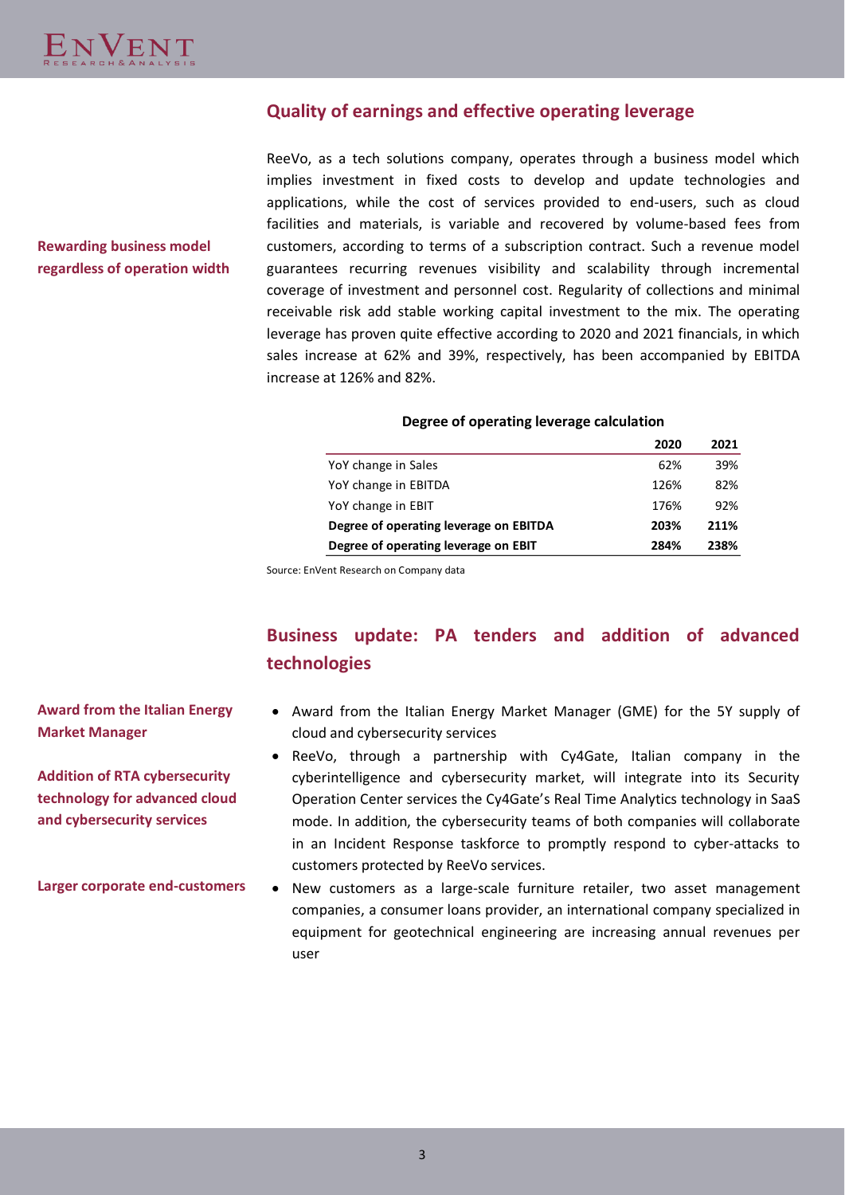## Quality of earnings and effective operating leverage

**Rewarding business model regardless of operation width**

ReeVo, as a tech solutions company, operates through a business model which implies investment in fixed costs to develop and update technologies and applications, while the cost of services provided to end-users, such as cloud facilities and materials, is variable and recovered by volume-based fees from customers, according to terms of a subscription contract. Such a revenue model guarantees recurring revenues visibility and scalability through incremental coverage of investment and personnel cost. Regularity of collections and minimal receivable risk add stable working capital investment to the mix. The operating leverage has proven quite effective according to 2020 and 2021 financials, in which sales increase at 62% and 39%, respectively, has been accompanied by EBITDA increase at 126% and 82%.

**Degree of operating leverage calculation**

| | 2020 | 2021 |
|---|---|---|
| YoY change in Sales | 62% | 39% |
| YoY change in EBITDA | 126% | 82% |
| YoY change in EBIT | 176% | 92% |
| **Degree of operating leverage on EBITDA** | **203%** | **211%** |
| **Degree of operating leverage on EBIT** | **284%** | **238%** |

Source: EnVent Research on Company data

## Business update: PA tenders and addition of advanced technologies

**Award from the Italian Energy Market Manager**

- Award from the Italian Energy Market Manager (GME) for the 5Y supply of cloud and cybersecurity services

**Addition of RTA cybersecurity technology for advanced cloud and cybersecurity services**

- ReeVo, through a partnership with Cy4Gate, Italian company in the cyberintelligence and cybersecurity market, will integrate into its Security Operation Center services the Cy4Gate's Real Time Analytics technology in SaaS mode. In addition, the cybersecurity teams of both companies will collaborate in an Incident Response taskforce to promptly respond to cyber-attacks to customers protected by ReeVo services.

**Larger corporate end-customers**

- New customers as a large-scale furniture retailer, two asset management companies, a consumer loans provider, an international company specialized in equipment for geotechnical engineering are increasing annual revenues per user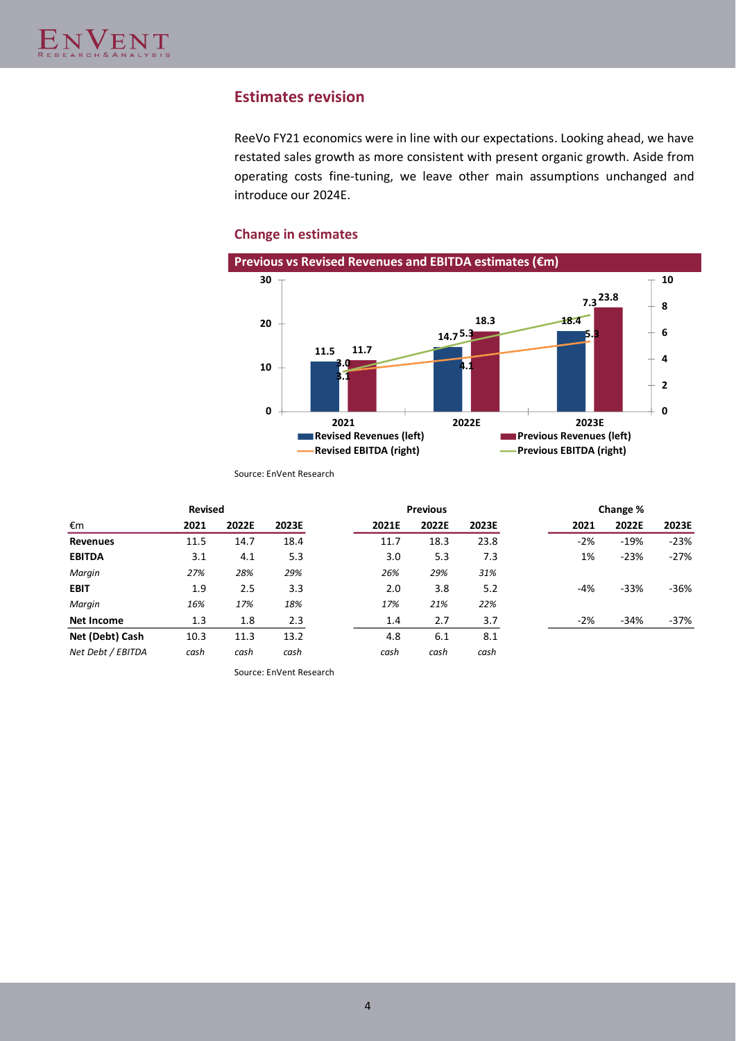## Estimates revision

ReeVo FY21 economics were in line with our expectations. Looking ahead, we have restated sales growth as more consistent with present organic growth. Aside from operating costs fine-tuning, we leave other main assumptions unchanged and introduce our 2024E.

### Change in estimates

**Previous vs Revised Revenues and EBITDA estimates (€m)**

| | Revised Revenues (left) | Previous Revenues (left) | Revised EBITDA (right) | Previous EBITDA (right) |
|---|---|---|---|---|
| 2021 | 11.5 | 11.7 | 3.1 | 3.0 |
| 2022E | 14.7 | 18.3 | 4.1 | 5.3 |
| 2023E | 18.4 | 23.8 | 5.3 | 7.3 |

Source: EnVent Research

| €m | Revised 2021 | Revised 2022E | Revised 2023E | Previous 2021E | Previous 2022E | Previous 2023E | Change % 2021 | Change % 2022E | Change % 2023E |
|---|---|---|---|---|---|---|---|---|---|
| **Revenues** | 11.5 | 14.7 | 18.4 | 11.7 | 18.3 | 23.8 | -2% | -19% | -23% |
| **EBITDA** | 3.1 | 4.1 | 5.3 | 3.0 | 5.3 | 7.3 | 1% | -23% | -27% |
| *Margin* | *27%* | *28%* | *29%* | *26%* | *29%* | *31%* | | | |
| **EBIT** | 1.9 | 2.5 | 3.3 | 2.0 | 3.8 | 5.2 | -4% | -33% | -36% |
| *Margin* | *16%* | *17%* | *18%* | *17%* | *21%* | *22%* | | | |
| **Net Income** | 1.3 | 1.8 | 2.3 | 1.4 | 2.7 | 3.7 | -2% | -34% | -37% |
| **Net (Debt) Cash** | 10.3 | 11.3 | 13.2 | 4.8 | 6.1 | 8.1 | | | |
| *Net Debt / EBITDA* | *cash* | *cash* | *cash* | *cash* | *cash* | *cash* | | | |

Source: EnVent Research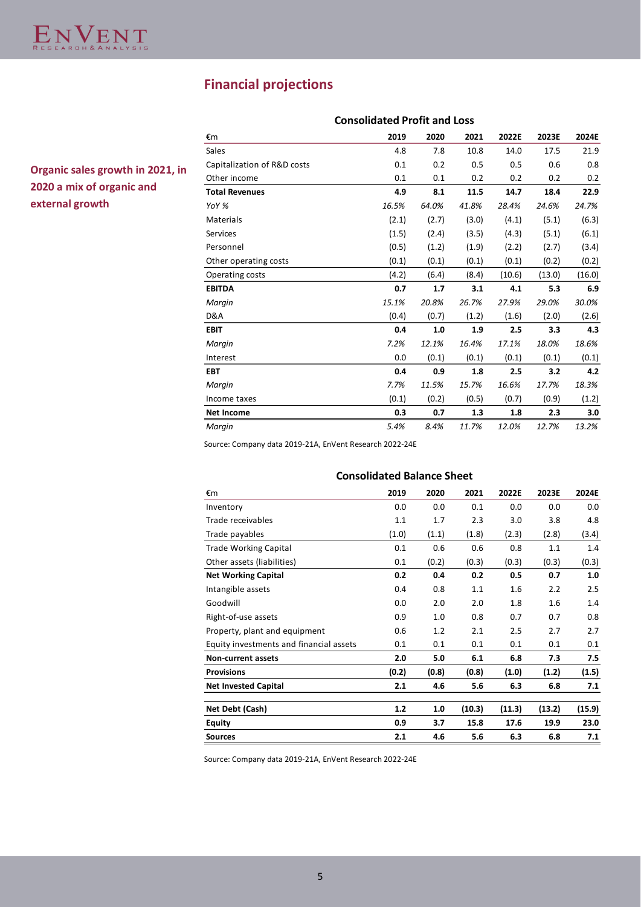## Financial projections

**Organic sales growth in 2021, in 2020 a mix of organic and external growth**

**Consolidated Profit and Loss**

| €m | 2019 | 2020 | 2021 | 2022E | 2023E | 2024E |
|---|---|---|---|---|---|---|
| Sales | 4.8 | 7.8 | 10.8 | 14.0 | 17.5 | 21.9 |
| Capitalization of R&D costs | 0.1 | 0.2 | 0.5 | 0.5 | 0.6 | 0.8 |
| Other income | 0.1 | 0.1 | 0.2 | 0.2 | 0.2 | 0.2 |
| **Total Revenues** | **4.9** | **8.1** | **11.5** | **14.7** | **18.4** | **22.9** |
| *YoY %* | *16.5%* | *64.0%* | *41.8%* | *28.4%* | *24.6%* | *24.7%* |
| Materials | (2.1) | (2.7) | (3.0) | (4.1) | (5.1) | (6.3) |
| Services | (1.5) | (2.4) | (3.5) | (4.3) | (5.1) | (6.1) |
| Personnel | (0.5) | (1.2) | (1.9) | (2.2) | (2.7) | (3.4) |
| Other operating costs | (0.1) | (0.1) | (0.1) | (0.1) | (0.2) | (0.2) |
| Operating costs | (4.2) | (6.4) | (8.4) | (10.6) | (13.0) | (16.0) |
| **EBITDA** | **0.7** | **1.7** | **3.1** | **4.1** | **5.3** | **6.9** |
| *Margin* | *15.1%* | *20.8%* | *26.7%* | *27.9%* | *29.0%* | *30.0%* |
| D&A | (0.4) | (0.7) | (1.2) | (1.6) | (2.0) | (2.6) |
| **EBIT** | **0.4** | **1.0** | **1.9** | **2.5** | **3.3** | **4.3** |
| *Margin* | *7.2%* | *12.1%* | *16.4%* | *17.1%* | *18.0%* | *18.6%* |
| Interest | 0.0 | (0.1) | (0.1) | (0.1) | (0.1) | (0.1) |
| **EBT** | **0.4** | **0.9** | **1.8** | **2.5** | **3.2** | **4.2** |
| *Margin* | *7.7%* | *11.5%* | *15.7%* | *16.6%* | *17.7%* | *18.3%* |
| Income taxes | (0.1) | (0.2) | (0.5) | (0.7) | (0.9) | (1.2) |
| **Net Income** | **0.3** | **0.7** | **1.3** | **1.8** | **2.3** | **3.0** |
| *Margin* | *5.4%* | *8.4%* | *11.7%* | *12.0%* | *12.7%* | *13.2%* |

Source: Company data 2019-21A, EnVent Research 2022-24E

**Consolidated Balance Sheet**

| €m | 2019 | 2020 | 2021 | 2022E | 2023E | 2024E |
|---|---|---|---|---|---|---|
| Inventory | 0.0 | 0.0 | 0.1 | 0.0 | 0.0 | 0.0 |
| Trade receivables | 1.1 | 1.7 | 2.3 | 3.0 | 3.8 | 4.8 |
| Trade payables | (1.0) | (1.1) | (1.8) | (2.3) | (2.8) | (3.4) |
| Trade Working Capital | 0.1 | 0.6 | 0.6 | 0.8 | 1.1 | 1.4 |
| Other assets (liabilities) | 0.1 | (0.2) | (0.3) | (0.3) | (0.3) | (0.3) |
| **Net Working Capital** | **0.2** | **0.4** | **0.2** | **0.5** | **0.7** | **1.0** |
| Intangible assets | 0.4 | 0.8 | 1.1 | 1.6 | 2.2 | 2.5 |
| Goodwill | 0.0 | 2.0 | 2.0 | 1.8 | 1.6 | 1.4 |
| Right-of-use assets | 0.9 | 1.0 | 0.8 | 0.7 | 0.7 | 0.8 |
| Property, plant and equipment | 0.6 | 1.2 | 2.1 | 2.5 | 2.7 | 2.7 |
| Equity investments and financial assets | 0.1 | 0.1 | 0.1 | 0.1 | 0.1 | 0.1 |
| **Non-current assets** | **2.0** | **5.0** | **6.1** | **6.8** | **7.3** | **7.5** |
| **Provisions** | **(0.2)** | **(0.8)** | **(0.8)** | **(1.0)** | **(1.2)** | **(1.5)** |
| **Net Invested Capital** | **2.1** | **4.6** | **5.6** | **6.3** | **6.8** | **7.1** |
| **Net Debt (Cash)** | **1.2** | **1.0** | **(10.3)** | **(11.3)** | **(13.2)** | **(15.9)** |
| **Equity** | **0.9** | **3.7** | **15.8** | **17.6** | **19.9** | **23.0** |
| **Sources** | **2.1** | **4.6** | **5.6** | **6.3** | **6.8** | **7.1** |

Source: Company data 2019-21A, EnVent Research 2022-24E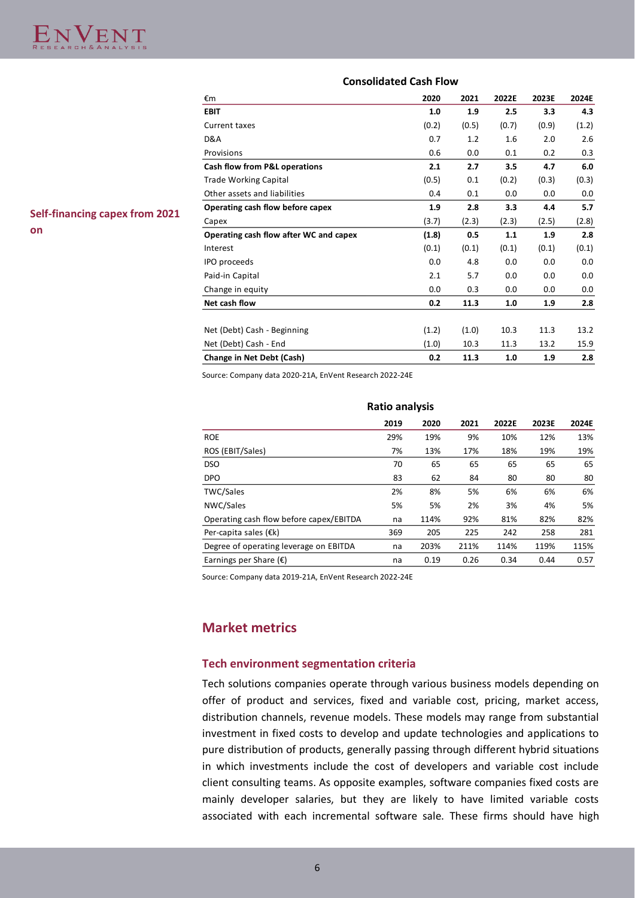**Self-financing capex from 2021 on**

**Consolidated Cash Flow**

| €m | 2020 | 2021 | 2022E | 2023E | 2024E |
|---|---|---|---|---|---|
| **EBIT** | **1.0** | **1.9** | **2.5** | **3.3** | **4.3** |
| Current taxes | (0.2) | (0.5) | (0.7) | (0.9) | (1.2) |
| D&A | 0.7 | 1.2 | 1.6 | 2.0 | 2.6 |
| Provisions | 0.6 | 0.0 | 0.1 | 0.2 | 0.3 |
| **Cash flow from P&L operations** | **2.1** | **2.7** | **3.5** | **4.7** | **6.0** |
| Trade Working Capital | (0.5) | 0.1 | (0.2) | (0.3) | (0.3) |
| Other assets and liabilities | 0.4 | 0.1 | 0.0 | 0.0 | 0.0 |
| **Operating cash flow before capex** | **1.9** | **2.8** | **3.3** | **4.4** | **5.7** |
| Capex | (3.7) | (2.3) | (2.3) | (2.5) | (2.8) |
| **Operating cash flow after WC and capex** | **(1.8)** | **0.5** | **1.1** | **1.9** | **2.8** |
| Interest | (0.1) | (0.1) | (0.1) | (0.1) | (0.1) |
| IPO proceeds | 0.0 | 4.8 | 0.0 | 0.0 | 0.0 |
| Paid-in Capital | 2.1 | 5.7 | 0.0 | 0.0 | 0.0 |
| Change in equity | 0.0 | 0.3 | 0.0 | 0.0 | 0.0 |
| **Net cash flow** | **0.2** | **11.3** | **1.0** | **1.9** | **2.8** |
| | | | | | |
| Net (Debt) Cash - Beginning | (1.2) | (1.0) | 10.3 | 11.3 | 13.2 |
| Net (Debt) Cash - End | (1.0) | 10.3 | 11.3 | 13.2 | 15.9 |
| **Change in Net Debt (Cash)** | **0.2** | **11.3** | **1.0** | **1.9** | **2.8** |

Source: Company data 2020-21A, EnVent Research 2022-24E

**Ratio analysis**

| | 2019 | 2020 | 2021 | 2022E | 2023E | 2024E |
|---|---|---|---|---|---|---|
| ROE | 29% | 19% | 9% | 10% | 12% | 13% |
| ROS (EBIT/Sales) | 7% | 13% | 17% | 18% | 19% | 19% |
| DSO | 70 | 65 | 65 | 65 | 65 | 65 |
| DPO | 83 | 62 | 84 | 80 | 80 | 80 |
| TWC/Sales | 2% | 8% | 5% | 6% | 6% | 6% |
| NWC/Sales | 5% | 5% | 2% | 3% | 4% | 5% |
| Operating cash flow before capex/EBITDA | na | 114% | 92% | 81% | 82% | 82% |
| Per-capita sales (€k) | 369 | 205 | 225 | 242 | 258 | 281 |
| Degree of operating leverage on EBITDA | na | 203% | 211% | 114% | 119% | 115% |
| Earnings per Share (€) | na | 0.19 | 0.26 | 0.34 | 0.44 | 0.57 |

Source: Company data 2019-21A, EnVent Research 2022-24E

## Market metrics

### Tech environment segmentation criteria

Tech solutions companies operate through various business models depending on offer of product and services, fixed and variable cost, pricing, market access, distribution channels, revenue models. These models may range from substantial investment in fixed costs to develop and update technologies and applications to pure distribution of products, generally passing through different hybrid situations in which investments include the cost of developers and variable cost include client consulting teams. As opposite examples, software companies fixed costs are mainly developer salaries, but they are likely to have limited variable costs associated with each incremental software sale. These firms should have high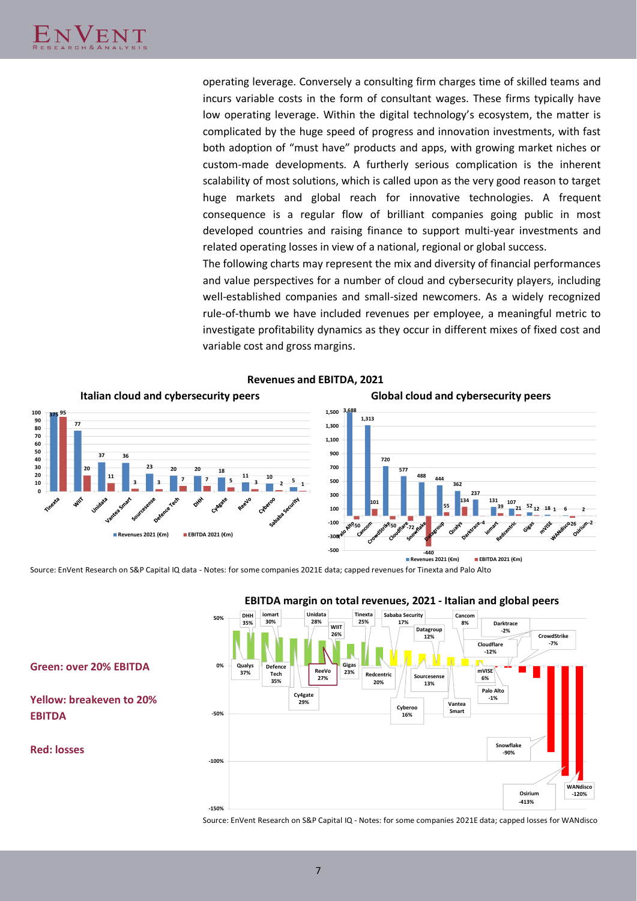operating leverage. Conversely a consulting firm charges time of skilled teams and incurs variable costs in the form of consultant wages. These firms typically have low operating leverage. Within the digital technology's ecosystem, the matter is complicated by the huge speed of progress and innovation investments, with fast both adoption of "must have" products and apps, with growing market niches or custom-made developments. A furtherly serious complication is the inherent scalability of most solutions, which is called upon as the very good reason to target huge markets and global reach for innovative technologies. A frequent consequence is a regular flow of brilliant companies going public in most developed countries and raising finance to support multi-year investments and related operating losses in view of a national, regional or global success.

The following charts may represent the mix and diversity of financial performances and value perspectives for a number of cloud and cybersecurity players, including well-established companies and small-sized newcomers. As a widely recognized rule-of-thumb we have included revenues per employee, a meaningful metric to investigate profitability dynamics as they occur in different mixes of fixed cost and variable cost and gross margins.

**Revenues and EBITDA, 2021**

**Italian cloud and cybersecurity peers**

| Company | Revenues 2021 (€m) | EBITDA 2021 (€m) |
|---|---|---|
| Tinexta | 375 | 95 |
| WIIT | 77 | 20 |
| Unidata | 37 | 11 |
| Vantea Smart | 36 | 3 |
| Sourcesense | 23 | 3 |
| Defence Tech | 20 | 7 |
| DHH | 20 | 7 |
| Cy4gate | 18 | 5 |
| ReeVo | 11 | 3 |
| Cyberoo | 10 | 2 |
| Sababa Security | 5 | 1 |

**Global cloud and cybersecurity peers**

| Company | Revenues 2021 (€m) | EBITDA 2021 (€m) |
|---|---|---|
| Palo Alto | 3,688 | -50 |
| Cancom | 1,313 | 101 |
| CrowdStrike | 720 | -50 |
| Cloudflare | 577 | -72 |
| Snowflake | 488 | -440 |
| Datagroup | 444 | 55 |
| Qualys | 362 | 134 |
| Darktrace | 237 | -4 |
| iomart | 131 | 39 |
| Redcentric | 107 | 21 |
| Gigas | 52 | 12 |
| mVISE | 18 | 1 |
| WANdisco | 6 | -26 |
| Osirium | 2 | -2 |

Source: EnVent Research on S&P Capital IQ data - Notes: for some companies 2021E data; capped revenues for Tinexta and Palo Alto

**EBITDA margin on total revenues, 2021 - Italian and global peers**

**Green: over 20% EBITDA**

**Yellow: breakeven to 20% EBITDA**

**Red: losses**

| Company | EBITDA margin |
|---|---|
| Qualys | 37% |
| DHH | 35% |
| Defence Tech | 35% |
| iomart | 30% |
| Cy4gate | 29% |
| Unidata | 28% |
| ReeVo | 27% |
| WIIT | 26% |
| Tinexta | 25% |
| Gigas | 23% |
| Redcentric | 20% |
| Sababa Security | 17% |
| Cyberoo | 16% |
| Sourcesense | 13% |
| Datagroup | 12% |
| Vantea Smart | |
| Cancom | 8% |
| mVISE | 6% |
| Palo Alto | -1% |
| Darktrace | -2% |
| CrowdStrike | -7% |
| Cloudflare | -12% |
| Snowflake | -90% |
| WANdisco | -120% |
| Osirium | -413% |

Source: EnVent Research on S&P Capital IQ - Notes: for some companies 2021E data; capped losses for WANdisco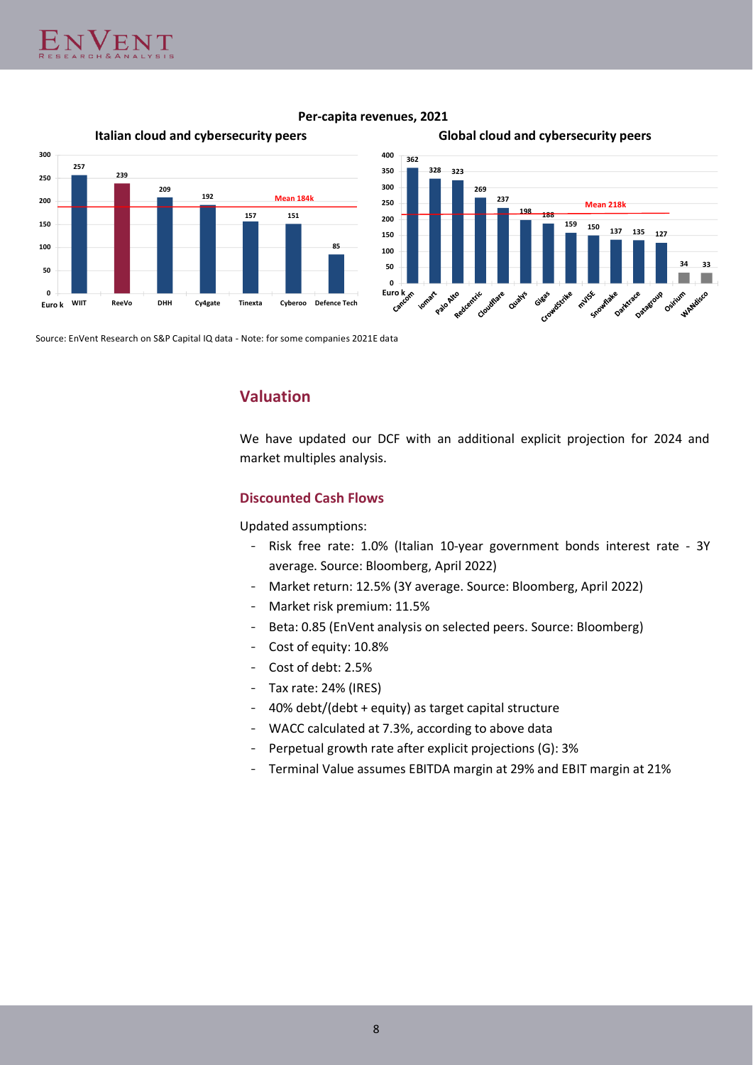**Per-capita revenues, 2021**

**Italian cloud and cybersecurity peers**

| Company | Euro k |
|---|---|
| WIIT | 257 |
| ReeVo | 239 |
| DHH | 209 |
| Cy4gate | 192 |
| Tinexta | 157 |
| Cyberoo | 151 |
| Defence Tech | 85 |

Mean 184k

**Global cloud and cybersecurity peers**

| Company | Euro k |
|---|---|
| Cancom | 362 |
| Iomart | 328 |
| Palo Alto | 323 |
| Redcentric | 269 |
| Cloudflare | 237 |
| Qualys | 198 |
| Gigas | 188 |
| CrowdStrike | 159 |
| mVISE | 150 |
| Snowflake | 137 |
| Darktrace | 135 |
| Datagroup | 127 |
| Osirium | 34 |
| WANdisco | 33 |

Mean 218k

Source: EnVent Research on S&P Capital IQ data - Note: for some companies 2021E data

## Valuation

We have updated our DCF with an additional explicit projection for 2024 and market multiples analysis.

### Discounted Cash Flows

Updated assumptions:

- Risk free rate: 1.0% (Italian 10-year government bonds interest rate - 3Y average. Source: Bloomberg, April 2022)
- Market return: 12.5% (3Y average. Source: Bloomberg, April 2022)
- Market risk premium: 11.5%
- Beta: 0.85 (EnVent analysis on selected peers. Source: Bloomberg)
- Cost of equity: 10.8%
- Cost of debt: 2.5%
- Tax rate: 24% (IRES)
- 40% debt/(debt + equity) as target capital structure
- WACC calculated at 7.3%, according to above data
- Perpetual growth rate after explicit projections (G): 3%
- Terminal Value assumes EBITDA margin at 29% and EBIT margin at 21%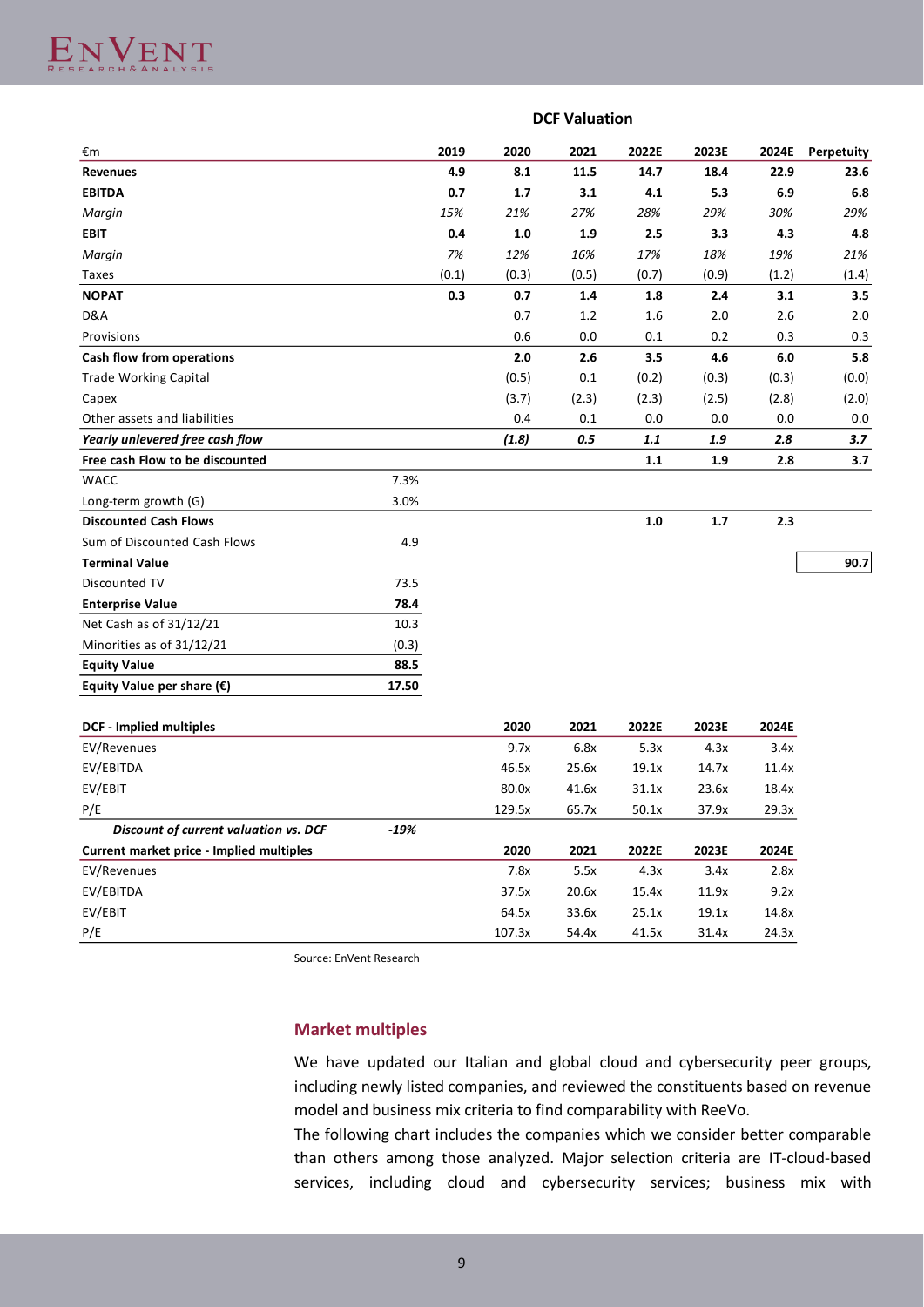### DCF Valuation

| €m | | 2019 | 2020 | 2021 | 2022E | 2023E | 2024E | Perpetuity |
|---|---|---|---|---|---|---|---|---|
| **Revenues** | | **4.9** | **8.1** | **11.5** | **14.7** | **18.4** | **22.9** | **23.6** |
| **EBITDA** | | **0.7** | **1.7** | **3.1** | **4.1** | **5.3** | **6.9** | **6.8** |
| *Margin* | | *15%* | *21%* | *27%* | *28%* | *29%* | *30%* | *29%* |
| **EBIT** | | **0.4** | **1.0** | **1.9** | **2.5** | **3.3** | **4.3** | **4.8** |
| *Margin* | | *7%* | *12%* | *16%* | *17%* | *18%* | *19%* | *21%* |
| Taxes | | (0.1) | (0.3) | (0.5) | (0.7) | (0.9) | (1.2) | (1.4) |
| **NOPAT** | | **0.3** | **0.7** | **1.4** | **1.8** | **2.4** | **3.1** | **3.5** |
| D&A | | | 0.7 | 1.2 | 1.6 | 2.0 | 2.6 | 2.0 |
| Provisions | | | 0.6 | 0.0 | 0.1 | 0.2 | 0.3 | 0.3 |
| **Cash flow from operations** | | | **2.0** | **2.6** | **3.5** | **4.6** | **6.0** | **5.8** |
| Trade Working Capital | | | (0.5) | 0.1 | (0.2) | (0.3) | (0.3) | (0.0) |
| Capex | | | (3.7) | (2.3) | (2.3) | (2.5) | (2.8) | (2.0) |
| Other assets and liabilities | | | 0.4 | 0.1 | 0.0 | 0.0 | 0.0 | 0.0 |
| ***Yearly unlevered free cash flow*** | | | ***(1.8)*** | ***0.5*** | ***1.1*** | ***1.9*** | ***2.8*** | ***3.7*** |
| **Free cash Flow to be discounted** | | | | | **1.1** | **1.9** | **2.8** | **3.7** |
| WACC | 7.3% | | | | | | | |
| Long-term growth (G) | 3.0% | | | | | | | |
| **Discounted Cash Flows** | | | | | **1.0** | **1.7** | **2.3** | |
| Sum of Discounted Cash Flows | 4.9 | | | | | | | |
| **Terminal Value** | | | | | | | | **90.7** |
| Discounted TV | 73.5 | | | | | | | |
| **Enterprise Value** | **78.4** | | | | | | | |
| Net Cash as of 31/12/21 | 10.3 | | | | | | | |
| Minorities as of 31/12/21 | (0.3) | | | | | | | |
| **Equity Value** | **88.5** | | | | | | | |
| **Equity Value per share (€)** | **17.50** | | | | | | | |

| **DCF - Implied multiples** | | 2020 | 2021 | 2022E | 2023E | 2024E |
|---|---|---|---|---|---|---|
| EV/Revenues | | 9.7x | 6.8x | 5.3x | 4.3x | 3.4x |
| EV/EBITDA | | 46.5x | 25.6x | 19.1x | 14.7x | 11.4x |
| EV/EBIT | | 80.0x | 41.6x | 31.1x | 23.6x | 18.4x |
| P/E | | 129.5x | 65.7x | 50.1x | 37.9x | 29.3x |
| ***Discount of current valuation vs. DCF*** | *-19%* | | | | | |
| **Current market price - Implied multiples** | | **2020** | **2021** | **2022E** | **2023E** | **2024E** |
| EV/Revenues | | 7.8x | 5.5x | 4.3x | 3.4x | 2.8x |
| EV/EBITDA | | 37.5x | 20.6x | 15.4x | 11.9x | 9.2x |
| EV/EBIT | | 64.5x | 33.6x | 25.1x | 19.1x | 14.8x |
| P/E | | 107.3x | 54.4x | 41.5x | 31.4x | 24.3x |

Source: EnVent Research

## Market multiples

We have updated our Italian and global cloud and cybersecurity peer groups, including newly listed companies, and reviewed the constituents based on revenue model and business mix criteria to find comparability with ReeVo.

The following chart includes the companies which we consider better comparable than others among those analyzed. Major selection criteria are IT-cloud-based services, including cloud and cybersecurity services; business mix with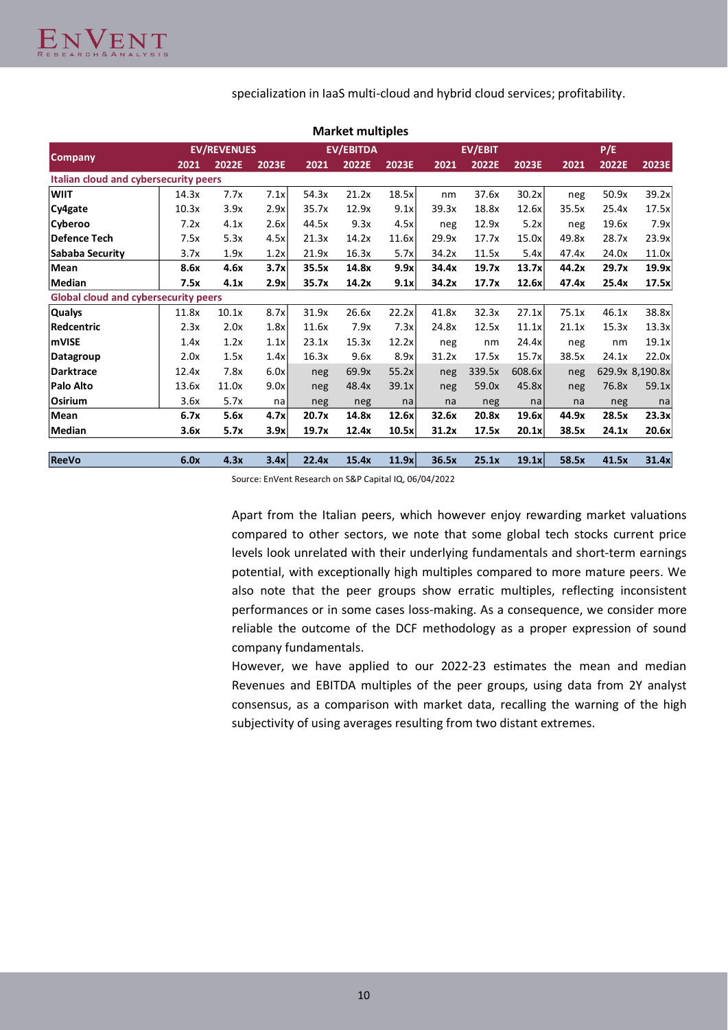specialization in IaaS multi-cloud and hybrid cloud services; profitability.

**Market multiples**

| Company | EV/REVENUES | | | EV/EBITDA | | | EV/EBIT | | | P/E | | |
|---|---|---|---|---|---|---|---|---|---|---|---|---|
| | 2021 | 2022E | 2023E | 2021 | 2022E | 2023E | 2021 | 2022E | 2023E | 2021 | 2022E | 2023E |
| **Italian cloud and cybersecurity peers** | | | | | | | | | | | | |
| WIIT | 14.3x | 7.7x | 7.1x | 54.3x | 21.2x | 18.5x | nm | 37.6x | 30.2x | neg | 50.9x | 39.2x |
| Cy4gate | 10.3x | 3.9x | 2.9x | 35.7x | 12.9x | 9.1x | 39.3x | 18.8x | 12.6x | 35.5x | 25.4x | 17.5x |
| Cyberoo | 7.2x | 4.1x | 2.6x | 44.5x | 9.3x | 4.5x | neg | 12.9x | 5.2x | neg | 19.6x | 7.9x |
| Defence Tech | 7.5x | 5.3x | 4.5x | 21.3x | 14.2x | 11.6x | 29.9x | 17.7x | 15.0x | 49.8x | 28.7x | 23.9x |
| Sababa Security | 3.7x | 1.9x | 1.2x | 21.9x | 16.3x | 5.7x | 34.2x | 11.5x | 5.4x | 47.4x | 24.0x | 11.0x |
| **Mean** | **8.6x** | **4.6x** | **3.7x** | **35.5x** | **14.8x** | **9.9x** | **34.4x** | **19.7x** | **13.7x** | **44.2x** | **29.7x** | **19.9x** |
| **Median** | **7.5x** | **4.1x** | **2.9x** | **35.7x** | **14.2x** | **9.1x** | **34.2x** | **17.7x** | **12.6x** | **47.4x** | **25.4x** | **17.5x** |
| **Global cloud and cybersecurity peers** | | | | | | | | | | | | |
| Qualys | 11.8x | 10.1x | 8.7x | 31.9x | 26.6x | 22.2x | 41.8x | 32.3x | 27.1x | 75.1x | 46.1x | 38.8x |
| Redcentric | 2.3x | 2.0x | 1.8x | 11.6x | 7.9x | 7.3x | 24.8x | 12.5x | 11.1x | 21.1x | 15.3x | 13.3x |
| mVISE | 1.4x | 1.2x | 1.1x | 23.1x | 15.3x | 12.2x | neg | nm | 24.4x | neg | nm | 19.1x |
| Datagroup | 2.0x | 1.5x | 1.4x | 16.3x | 9.6x | 8.9x | 31.2x | 17.5x | 15.7x | 38.5x | 24.1x | 22.0x |
| Darktrace | 12.4x | 7.8x | 6.0x | neg | 69.9x | 55.2x | neg | 339.5x | 608.6x | neg | 629.9x | 8,190.8x |
| Palo Alto | 13.6x | 11.0x | 9.0x | neg | 48.4x | 39.1x | neg | 59.0x | 45.8x | neg | 76.8x | 59.1x |
| Osirium | 3.6x | 5.7x | na | neg | neg | na | na | neg | na | na | neg | na |
| **Mean** | **6.7x** | **5.6x** | **4.7x** | **20.7x** | **14.8x** | **12.6x** | **32.6x** | **20.8x** | **19.6x** | **44.9x** | **28.5x** | **23.3x** |
| **Median** | **3.6x** | **5.7x** | **3.9x** | **19.7x** | **12.4x** | **10.5x** | **31.2x** | **17.5x** | **20.1x** | **38.5x** | **24.1x** | **20.6x** |
| | | | | | | | | | | | | |
| **ReeVo** | **6.0x** | **4.3x** | **3.4x** | **22.4x** | **15.4x** | **11.9x** | **36.5x** | **25.1x** | **19.1x** | **58.5x** | **41.5x** | **31.4x** |

Source: EnVent Research on S&P Capital IQ, 06/04/2022

Apart from the Italian peers, which however enjoy rewarding market valuations compared to other sectors, we note that some global tech stocks current price levels look unrelated with their underlying fundamentals and short-term earnings potential, with exceptionally high multiples compared to more mature peers. We also note that the peer groups show erratic multiples, reflecting inconsistent performances or in some cases loss-making. As a consequence, we consider more reliable the outcome of the DCF methodology as a proper expression of sound company fundamentals.

However, we have applied to our 2022-23 estimates the mean and median Revenues and EBITDA multiples of the peer groups, using data from 2Y analyst consensus, as a comparison with market data, recalling the warning of the high subjectivity of using averages resulting from two distant extremes.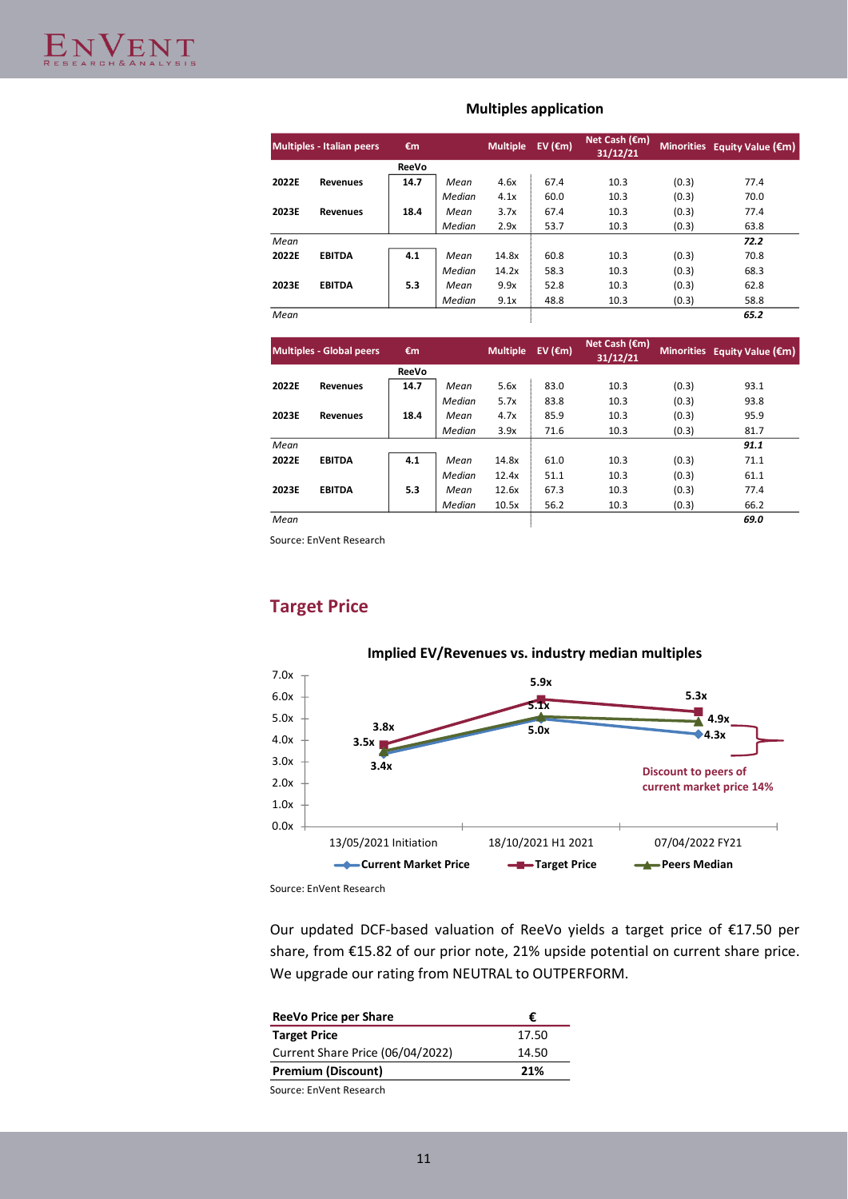**Multiples application**

| Multiples - Italian peers | | €m | | Multiple | EV (€m) | Net Cash (€m) 31/12/21 | Minorities | Equity Value (€m) |
|---|---|---|---|---|---|---|---|---|
| | | ReeVo | | | | | | |
| 2022E | Revenues | 14.7 | *Mean* | 4.6x | 67.4 | 10.3 | (0.3) | 77.4 |
| | | | *Median* | 4.1x | 60.0 | 10.3 | (0.3) | 70.0 |
| 2023E | Revenues | 18.4 | *Mean* | 3.7x | 67.4 | 10.3 | (0.3) | 77.4 |
| | | | *Median* | 2.9x | 53.7 | 10.3 | (0.3) | 63.8 |
| *Mean* | | | | | | | | ***72.2*** |
| 2022E | EBITDA | 4.1 | *Mean* | 14.8x | 60.8 | 10.3 | (0.3) | 70.8 |
| | | | *Median* | 14.2x | 58.3 | 10.3 | (0.3) | 68.3 |
| 2023E | EBITDA | 5.3 | *Mean* | 9.9x | 52.8 | 10.3 | (0.3) | 62.8 |
| | | | *Median* | 9.1x | 48.8 | 10.3 | (0.3) | 58.8 |
| *Mean* | | | | | | | | ***65.2*** |

| Multiples - Global peers | | €m | | Multiple | EV (€m) | Net Cash (€m) 31/12/21 | Minorities | Equity Value (€m) |
|---|---|---|---|---|---|---|---|---|
| | | ReeVo | | | | | | |
| 2022E | Revenues | 14.7 | *Mean* | 5.6x | 83.0 | 10.3 | (0.3) | 93.1 |
| | | | *Median* | 5.7x | 83.8 | 10.3 | (0.3) | 93.8 |
| 2023E | Revenues | 18.4 | *Mean* | 4.7x | 85.9 | 10.3 | (0.3) | 95.9 |
| | | | *Median* | 3.9x | 71.6 | 10.3 | (0.3) | 81.7 |
| *Mean* | | | | | | | | ***91.1*** |
| 2022E | EBITDA | 4.1 | *Mean* | 14.8x | 61.0 | 10.3 | (0.3) | 71.1 |
| | | | *Median* | 12.4x | 51.1 | 10.3 | (0.3) | 61.1 |
| 2023E | EBITDA | 5.3 | *Mean* | 12.6x | 67.3 | 10.3 | (0.3) | 77.4 |
| | | | *Median* | 10.5x | 56.2 | 10.3 | (0.3) | 66.2 |
| *Mean* | | | | | | | | ***69.0*** |

Source: EnVent Research

## Target Price

**Implied EV/Revenues vs. industry median multiples**

| | 13/05/2021 Initiation | 18/10/2021 H1 2021 | 07/04/2022 FY21 |
|---|---|---|---|
| Current Market Price | 3.4x | 5.0x | 4.3x |
| Target Price | 3.8x | 5.9x | 5.3x |
| Peers Median | 3.5x | 5.1x | 4.9x |

Discount to peers of current market price 14%

Source: EnVent Research

Our updated DCF-based valuation of ReeVo yields a target price of €17.50 per share, from €15.82 of our prior note, 21% upside potential on current share price. We upgrade our rating from NEUTRAL to OUTPERFORM.

| ReeVo Price per Share | € |
|---|---|
| **Target Price** | 17.50 |
| Current Share Price (06/04/2022) | 14.50 |
| **Premium (Discount)** | **21%** |

Source: EnVent Research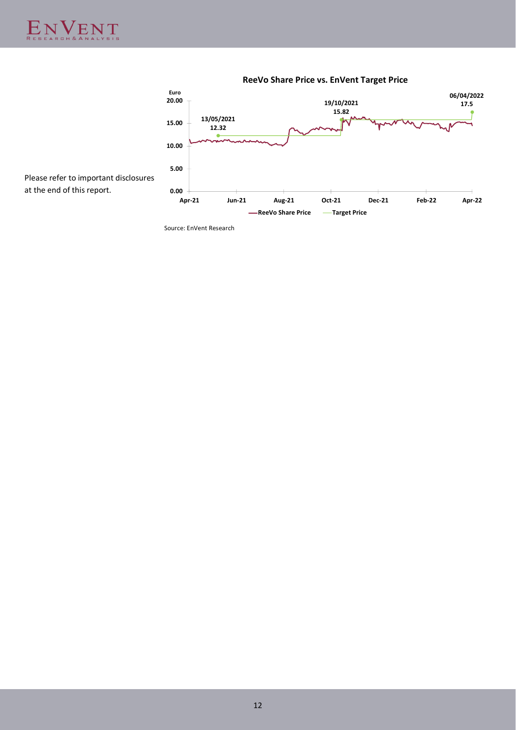Please refer to important disclosures at the end of this report.

**ReeVo Share Price vs. EnVent Target Price**

Euro

| Date | Target Price |
|---|---|
| 13/05/2021 | 12.32 |
| 19/10/2021 | 15.82 |
| 06/04/2022 | 17.5 |

Y-axis: 0.00, 5.00, 10.00, 15.00, 20.00

X-axis: Apr-21, Jun-21, Aug-21, Oct-21, Dec-21, Feb-22, Apr-22

Legend: ReeVo Share Price, Target Price

Source: EnVent Research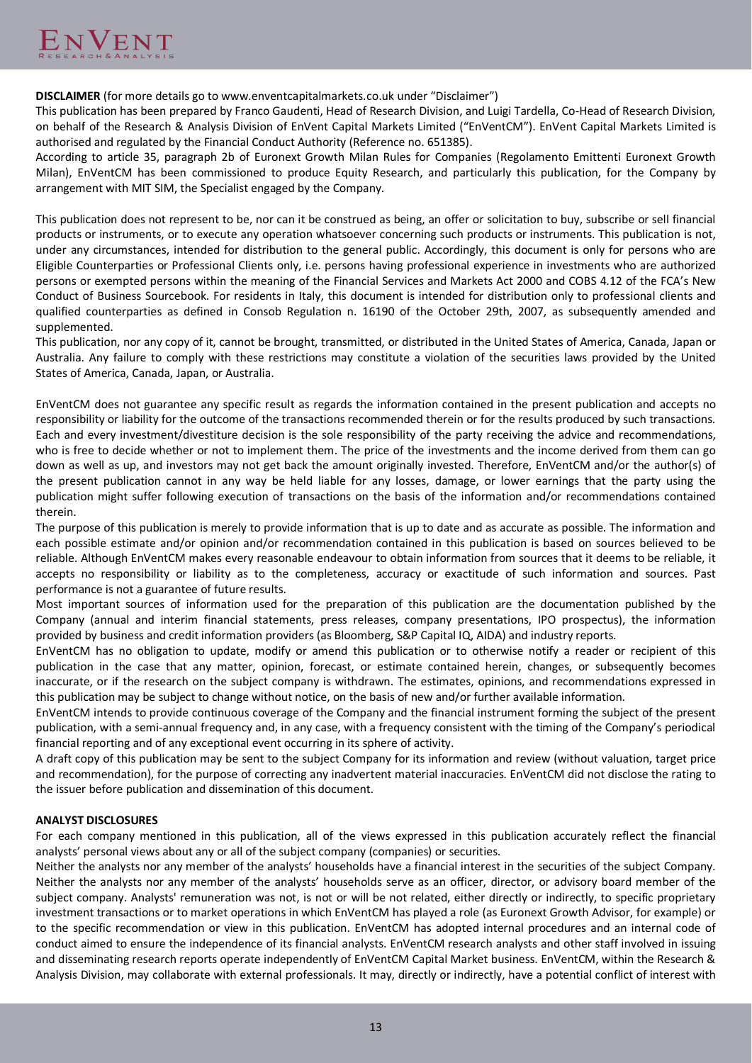**DISCLAIMER** (for more details go to www.enventcapitalmarkets.co.uk under "Disclaimer")

This publication has been prepared by Franco Gaudenti, Head of Research Division, and Luigi Tardella, Co-Head of Research Division, on behalf of the Research & Analysis Division of EnVent Capital Markets Limited ("EnVentCM"). EnVent Capital Markets Limited is authorised and regulated by the Financial Conduct Authority (Reference no. 651385).

According to article 35, paragraph 2b of Euronext Growth Milan Rules for Companies (Regolamento Emittenti Euronext Growth Milan), EnVentCM has been commissioned to produce Equity Research, and particularly this publication, for the Company by arrangement with MIT SIM, the Specialist engaged by the Company.

This publication does not represent to be, nor can it be construed as being, an offer or solicitation to buy, subscribe or sell financial products or instruments, or to execute any operation whatsoever concerning such products or instruments. This publication is not, under any circumstances, intended for distribution to the general public. Accordingly, this document is only for persons who are Eligible Counterparties or Professional Clients only, i.e. persons having professional experience in investments who are authorized persons or exempted persons within the meaning of the Financial Services and Markets Act 2000 and COBS 4.12 of the FCA's New Conduct of Business Sourcebook. For residents in Italy, this document is intended for distribution only to professional clients and qualified counterparties as defined in Consob Regulation n. 16190 of the October 29th, 2007, as subsequently amended and supplemented.

This publication, nor any copy of it, cannot be brought, transmitted, or distributed in the United States of America, Canada, Japan or Australia. Any failure to comply with these restrictions may constitute a violation of the securities laws provided by the United States of America, Canada, Japan, or Australia.

EnVentCM does not guarantee any specific result as regards the information contained in the present publication and accepts no responsibility or liability for the outcome of the transactions recommended therein or for the results produced by such transactions. Each and every investment/divestiture decision is the sole responsibility of the party receiving the advice and recommendations, who is free to decide whether or not to implement them. The price of the investments and the income derived from them can go down as well as up, and investors may not get back the amount originally invested. Therefore, EnVentCM and/or the author(s) of the present publication cannot in any way be held liable for any losses, damage, or lower earnings that the party using the publication might suffer following execution of transactions on the basis of the information and/or recommendations contained therein.

The purpose of this publication is merely to provide information that is up to date and as accurate as possible. The information and each possible estimate and/or opinion and/or recommendation contained in this publication is based on sources believed to be reliable. Although EnVentCM makes every reasonable endeavour to obtain information from sources that it deems to be reliable, it accepts no responsibility or liability as to the completeness, accuracy or exactitude of such information and sources. Past performance is not a guarantee of future results.

Most important sources of information used for the preparation of this publication are the documentation published by the Company (annual and interim financial statements, press releases, company presentations, IPO prospectus), the information provided by business and credit information providers (as Bloomberg, S&P Capital IQ, AIDA) and industry reports.

EnVentCM has no obligation to update, modify or amend this publication or to otherwise notify a reader or recipient of this publication in the case that any matter, opinion, forecast, or estimate contained herein, changes, or subsequently becomes inaccurate, or if the research on the subject company is withdrawn. The estimates, opinions, and recommendations expressed in this publication may be subject to change without notice, on the basis of new and/or further available information.

EnVentCM intends to provide continuous coverage of the Company and the financial instrument forming the subject of the present publication, with a semi-annual frequency and, in any case, with a frequency consistent with the timing of the Company's periodical financial reporting and of any exceptional event occurring in its sphere of activity.

A draft copy of this publication may be sent to the subject Company for its information and review (without valuation, target price and recommendation), for the purpose of correcting any inadvertent material inaccuracies. EnVentCM did not disclose the rating to the issuer before publication and dissemination of this document.

**ANALYST DISCLOSURES**

For each company mentioned in this publication, all of the views expressed in this publication accurately reflect the financial analysts' personal views about any or all of the subject company (companies) or securities.

Neither the analysts nor any member of the analysts' households have a financial interest in the securities of the subject Company. Neither the analysts nor any member of the analysts' households serve as an officer, director, or advisory board member of the subject company. Analysts' remuneration was not, is not or will be not related, either directly or indirectly, to specific proprietary investment transactions or to market operations in which EnVentCM has played a role (as Euronext Growth Advisor, for example) or to the specific recommendation or view in this publication. EnVentCM has adopted internal procedures and an internal code of conduct aimed to ensure the independence of its financial analysts. EnVentCM research analysts and other staff involved in issuing and disseminating research reports operate independently of EnVentCM Capital Market business. EnVentCM, within the Research & Analysis Division, may collaborate with external professionals. It may, directly or indirectly, have a potential conflict of interest with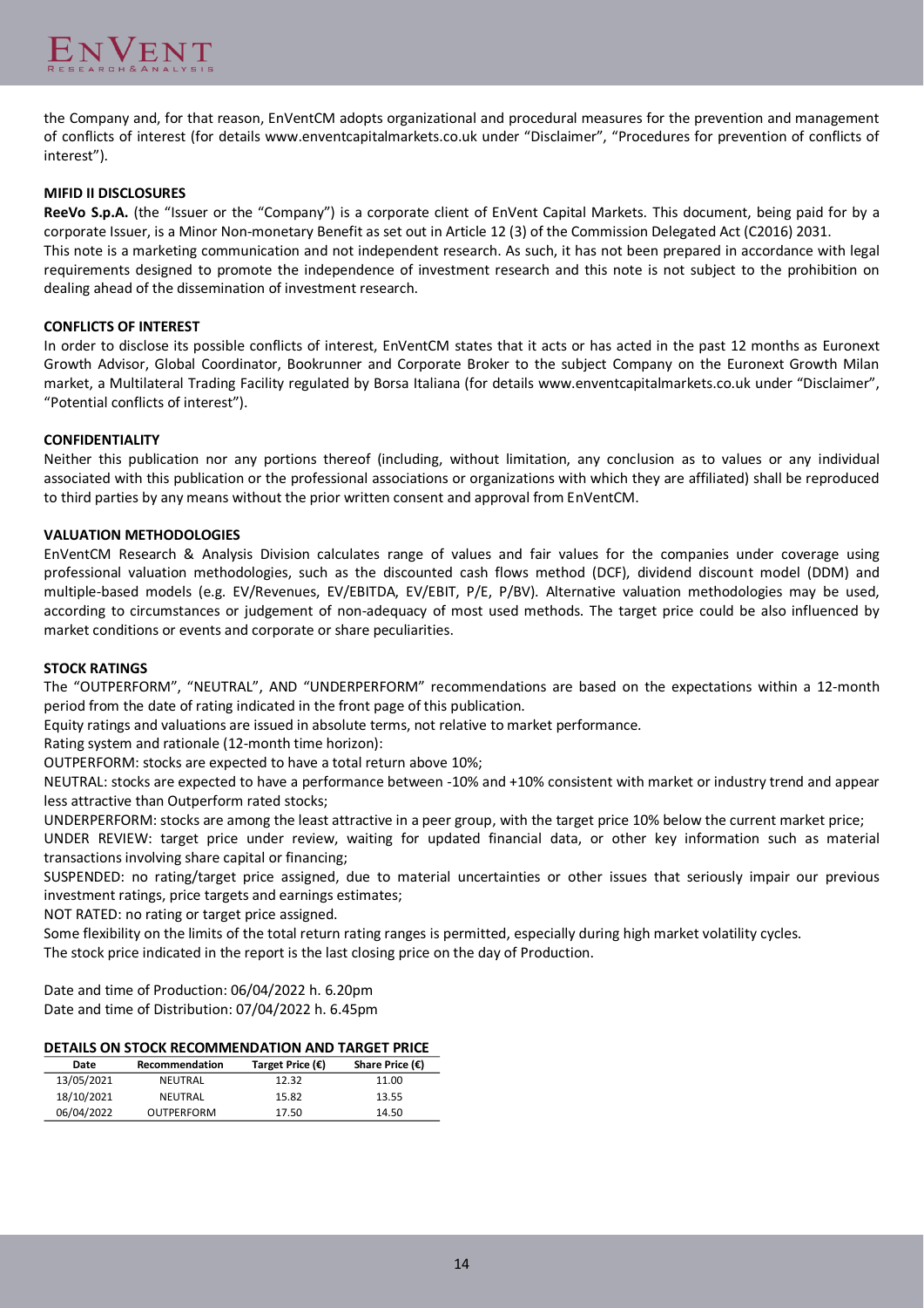the Company and, for that reason, EnVentCM adopts organizational and procedural measures for the prevention and management of conflicts of interest (for details www.enventcapitalmarkets.co.uk under "Disclaimer", "Procedures for prevention of conflicts of interest").

**MIFID II DISCLOSURES**

**ReeVo S.p.A.** (the "Issuer or the "Company") is a corporate client of EnVent Capital Markets. This document, being paid for by a corporate Issuer, is a Minor Non-monetary Benefit as set out in Article 12 (3) of the Commission Delegated Act (C2016) 2031.
This note is a marketing communication and not independent research. As such, it has not been prepared in accordance with legal requirements designed to promote the independence of investment research and this note is not subject to the prohibition on dealing ahead of the dissemination of investment research.

**CONFLICTS OF INTEREST**

In order to disclose its possible conflicts of interest, EnVentCM states that it acts or has acted in the past 12 months as Euronext Growth Advisor, Global Coordinator, Bookrunner and Corporate Broker to the subject Company on the Euronext Growth Milan market, a Multilateral Trading Facility regulated by Borsa Italiana (for details www.enventcapitalmarkets.co.uk under "Disclaimer", "Potential conflicts of interest").

**CONFIDENTIALITY**

Neither this publication nor any portions thereof (including, without limitation, any conclusion as to values or any individual associated with this publication or the professional associations or organizations with which they are affiliated) shall be reproduced to third parties by any means without the prior written consent and approval from EnVentCM.

**VALUATION METHODOLOGIES**

EnVentCM Research & Analysis Division calculates range of values and fair values for the companies under coverage using professional valuation methodologies, such as the discounted cash flows method (DCF), dividend discount model (DDM) and multiple-based models (e.g. EV/Revenues, EV/EBITDA, EV/EBIT, P/E, P/BV). Alternative valuation methodologies may be used, according to circumstances or judgement of non-adequacy of most used methods. The target price could be also influenced by market conditions or events and corporate or share peculiarities.

**STOCK RATINGS**

The "OUTPERFORM", "NEUTRAL", AND "UNDERPERFORM" recommendations are based on the expectations within a 12-month period from the date of rating indicated in the front page of this publication.
Equity ratings and valuations are issued in absolute terms, not relative to market performance.
Rating system and rationale (12-month time horizon):
OUTPERFORM: stocks are expected to have a total return above 10%;
NEUTRAL: stocks are expected to have a performance between -10% and +10% consistent with market or industry trend and appear less attractive than Outperform rated stocks;
UNDERPERFORM: stocks are among the least attractive in a peer group, with the target price 10% below the current market price;
UNDER REVIEW: target price under review, waiting for updated financial data, or other key information such as material transactions involving share capital or financing;
SUSPENDED: no rating/target price assigned, due to material uncertainties or other issues that seriously impair our previous investment ratings, price targets and earnings estimates;
NOT RATED: no rating or target price assigned.
Some flexibility on the limits of the total return rating ranges is permitted, especially during high market volatility cycles.
The stock price indicated in the report is the last closing price on the day of Production.

Date and time of Production: 06/04/2022 h. 6.20pm
Date and time of Distribution: 07/04/2022 h. 6.45pm

**DETAILS ON STOCK RECOMMENDATION AND TARGET PRICE**

| Date | Recommendation | Target Price (€) | Share Price (€) |
|---|---|---|---|
| 13/05/2021 | NEUTRAL | 12.32 | 11.00 |
| 18/10/2021 | NEUTRAL | 15.82 | 13.55 |
| 06/04/2022 | OUTPERFORM | 17.50 | 14.50 |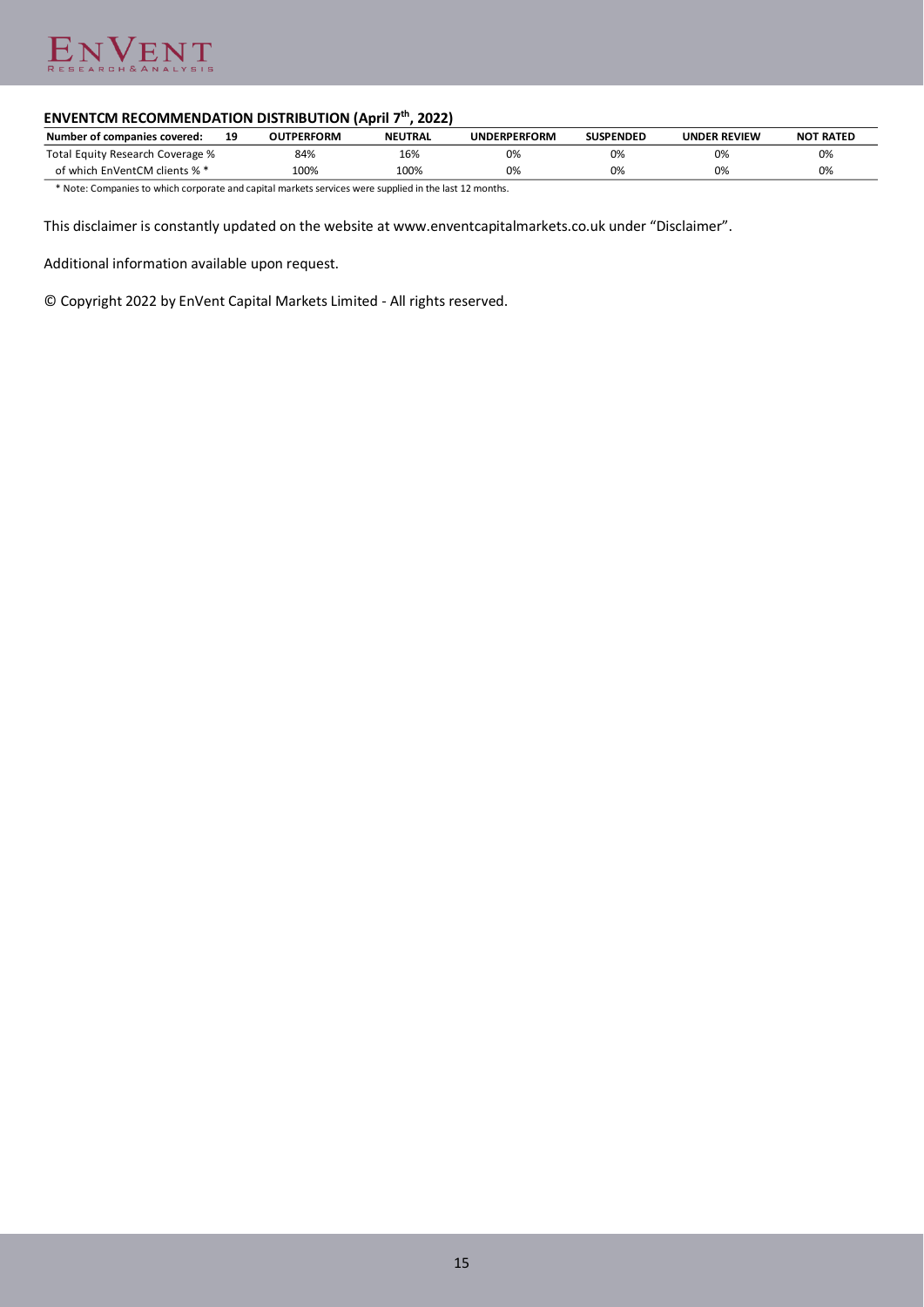## ENVENTCM RECOMMENDATION DISTRIBUTION (April 7th, 2022)

| Number of companies covered: | 19 | OUTPERFORM | NEUTRAL | UNDERPERFORM | SUSPENDED | UNDER REVIEW | NOT RATED |
|---|---|---|---|---|---|---|---|
| Total Equity Research Coverage % | | 84% | 16% | 0% | 0% | 0% | 0% |
| of which EnVentCM clients % * | | 100% | 100% | 0% | 0% | 0% | 0% |

* Note: Companies to which corporate and capital markets services were supplied in the last 12 months.

This disclaimer is constantly updated on the website at www.enventcapitalmarkets.co.uk under "Disclaimer".

Additional information available upon request.

© Copyright 2022 by EnVent Capital Markets Limited - All rights reserved.